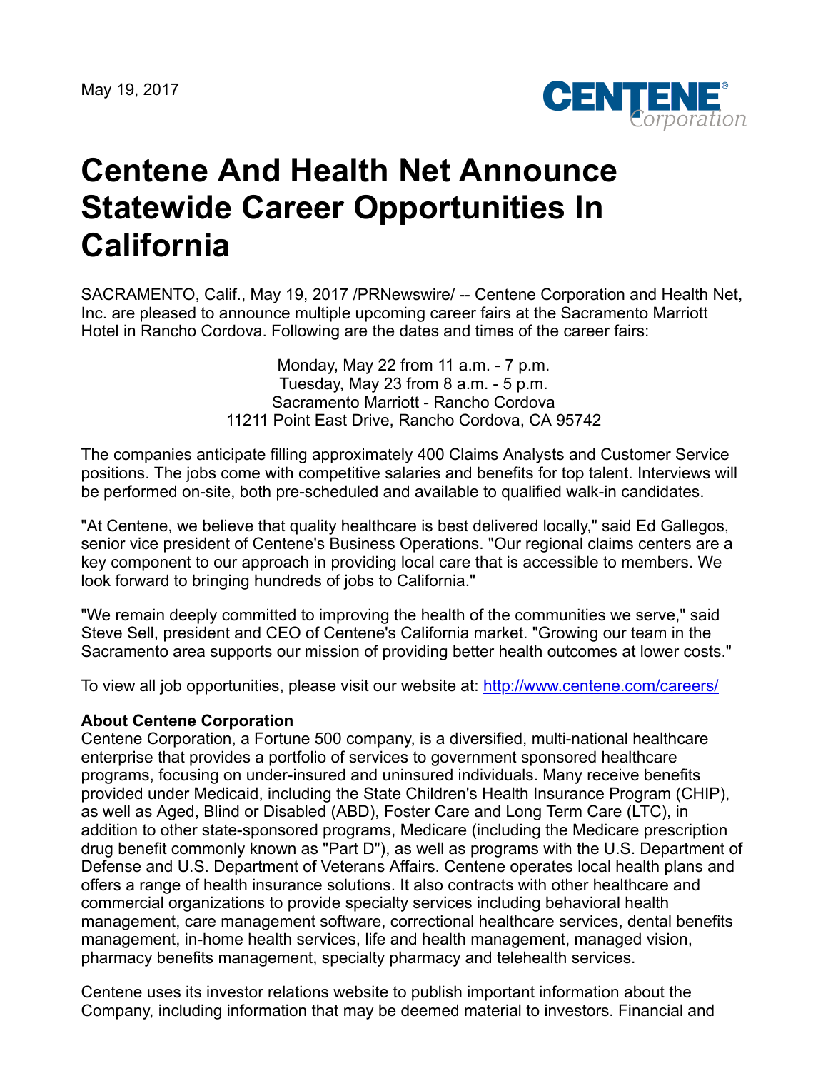May 19, 2017

# Centene And Health Net Announce Statewide Career Opportunities In California

SACRAMENTO, Calif., May 19, 2017 /PRNewswire/ -- Centene Corporation and Health Net, Inc. are pleased to announce multiple upcoming career fairs at the Sacramento Marriott Hotel in Rancho Cordova. Following are the dates and times of the career fairs:

Monday, May 22 from 11 a.m. - 7 p.m.
Tuesday, May 23 from 8 a.m. - 5 p.m.
Sacramento Marriott - Rancho Cordova
11211 Point East Drive, Rancho Cordova, CA 95742

The companies anticipate filling approximately 400 Claims Analysts and Customer Service positions. The jobs come with competitive salaries and benefits for top talent. Interviews will be performed on-site, both pre-scheduled and available to qualified walk-in candidates.

"At Centene, we believe that quality healthcare is best delivered locally," said Ed Gallegos, senior vice president of Centene's Business Operations. "Our regional claims centers are a key component to our approach in providing local care that is accessible to members. We look forward to bringing hundreds of jobs to California."

"We remain deeply committed to improving the health of the communities we serve," said Steve Sell, president and CEO of Centene's California market. "Growing our team in the Sacramento area supports our mission of providing better health outcomes at lower costs."

To view all job opportunities, please visit our website at: [http://www.centene.com/careers/](http://www.centene.com/careers/)

**About Centene Corporation**
Centene Corporation, a Fortune 500 company, is a diversified, multi-national healthcare enterprise that provides a portfolio of services to government sponsored healthcare programs, focusing on under-insured and uninsured individuals. Many receive benefits provided under Medicaid, including the State Children's Health Insurance Program (CHIP), as well as Aged, Blind or Disabled (ABD), Foster Care and Long Term Care (LTC), in addition to other state-sponsored programs, Medicare (including the Medicare prescription drug benefit commonly known as "Part D"), as well as programs with the U.S. Department of Defense and U.S. Department of Veterans Affairs. Centene operates local health plans and offers a range of health insurance solutions. It also contracts with other healthcare and commercial organizations to provide specialty services including behavioral health management, care management software, correctional healthcare services, dental benefits management, in-home health services, life and health management, managed vision, pharmacy benefits management, specialty pharmacy and telehealth services.

Centene uses its investor relations website to publish important information about the Company, including information that may be deemed material to investors. Financial and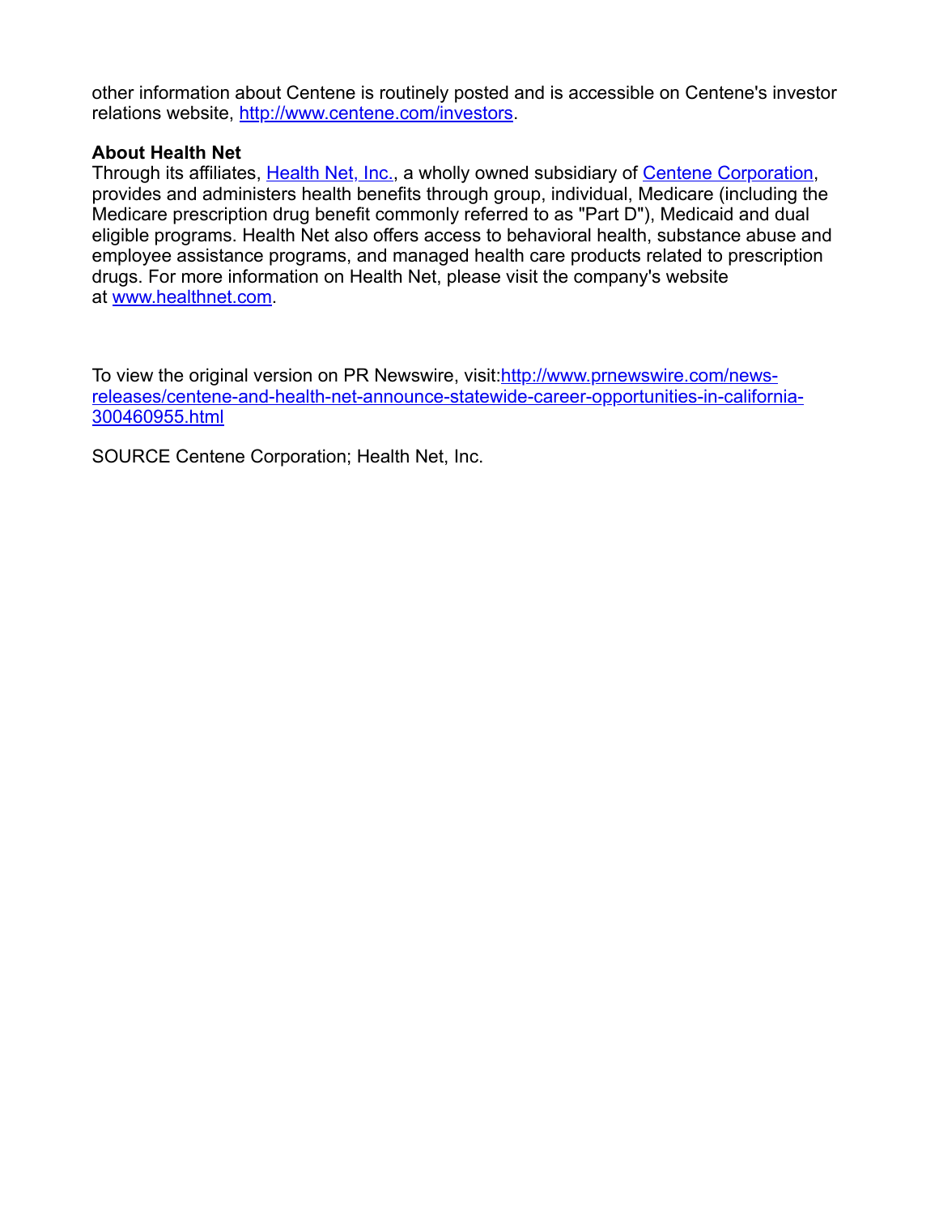other information about Centene is routinely posted and is accessible on Centene's investor relations website, http://www.centene.com/investors.

**About Health Net**

Through its affiliates, Health Net, Inc., a wholly owned subsidiary of Centene Corporation, provides and administers health benefits through group, individual, Medicare (including the Medicare prescription drug benefit commonly referred to as "Part D"), Medicaid and dual eligible programs. Health Net also offers access to behavioral health, substance abuse and employee assistance programs, and managed health care products related to prescription drugs. For more information on Health Net, please visit the company's website at www.healthnet.com.

To view the original version on PR Newswire, visit:http://www.prnewswire.com/news-releases/centene-and-health-net-announce-statewide-career-opportunities-in-california-300460955.html

SOURCE Centene Corporation; Health Net, Inc.